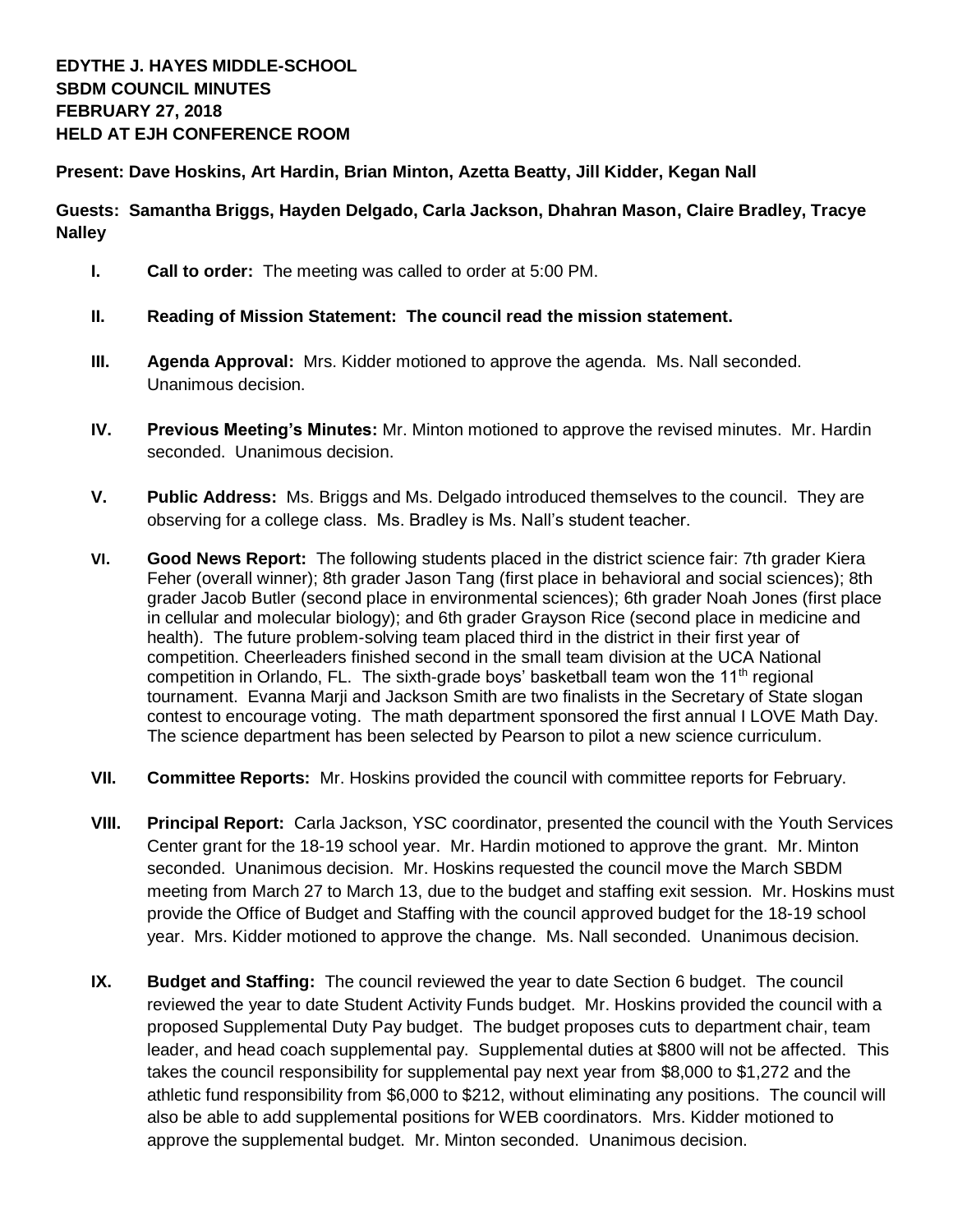**EDYTHE J. HAYES MIDDLE-SCHOOL**
**SBDM COUNCIL MINUTES**
**FEBRUARY 27, 2018**
**HELD AT EJH CONFERENCE ROOM**

**Present: Dave Hoskins, Art Hardin, Brian Minton, Azetta Beatty, Jill Kidder, Kegan Nall**

**Guests: Samantha Briggs, Hayden Delgado, Carla Jackson, Dhahran Mason, Claire Bradley, Tracye Nalley**

- **I. Call to order:** The meeting was called to order at 5:00 PM.

- **II. Reading of Mission Statement: The council read the mission statement.**

- **III. Agenda Approval:** Mrs. Kidder motioned to approve the agenda. Ms. Nall seconded. Unanimous decision.

- **IV. Previous Meeting's Minutes:** Mr. Minton motioned to approve the revised minutes. Mr. Hardin seconded. Unanimous decision.

- **V. Public Address:** Ms. Briggs and Ms. Delgado introduced themselves to the council. They are observing for a college class. Ms. Bradley is Ms. Nall's student teacher.

- **VI. Good News Report:** The following students placed in the district science fair: 7th grader Kiera Feher (overall winner); 8th grader Jason Tang (first place in behavioral and social sciences); 8th grader Jacob Butler (second place in environmental sciences); 6th grader Noah Jones (first place in cellular and molecular biology); and 6th grader Grayson Rice (second place in medicine and health). The future problem-solving team placed third in the district in their first year of competition. Cheerleaders finished second in the small team division at the UCA National competition in Orlando, FL. The sixth-grade boys' basketball team won the 11th regional tournament. Evanna Marji and Jackson Smith are two finalists in the Secretary of State slogan contest to encourage voting. The math department sponsored the first annual I LOVE Math Day. The science department has been selected by Pearson to pilot a new science curriculum.

- **VII. Committee Reports:** Mr. Hoskins provided the council with committee reports for February.

- **VIII. Principal Report:** Carla Jackson, YSC coordinator, presented the council with the Youth Services Center grant for the 18-19 school year. Mr. Hardin motioned to approve the grant. Mr. Minton seconded. Unanimous decision. Mr. Hoskins requested the council move the March SBDM meeting from March 27 to March 13, due to the budget and staffing exit session. Mr. Hoskins must provide the Office of Budget and Staffing with the council approved budget for the 18-19 school year. Mrs. Kidder motioned to approve the change. Ms. Nall seconded. Unanimous decision.

- **IX. Budget and Staffing:** The council reviewed the year to date Section 6 budget. The council reviewed the year to date Student Activity Funds budget. Mr. Hoskins provided the council with a proposed Supplemental Duty Pay budget. The budget proposes cuts to department chair, team leader, and head coach supplemental pay. Supplemental duties at $800 will not be affected. This takes the council responsibility for supplemental pay next year from $8,000 to $1,272 and the athletic fund responsibility from $6,000 to $212, without eliminating any positions. The council will also be able to add supplemental positions for WEB coordinators. Mrs. Kidder motioned to approve the supplemental budget. Mr. Minton seconded. Unanimous decision.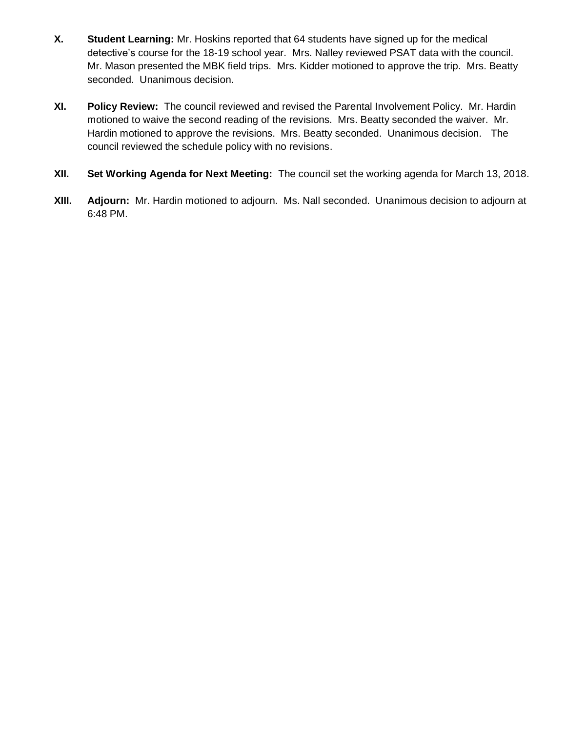**X.** **Student Learning:** Mr. Hoskins reported that 64 students have signed up for the medical detective's course for the 18-19 school year. Mrs. Nalley reviewed PSAT data with the council. Mr. Mason presented the MBK field trips. Mrs. Kidder motioned to approve the trip. Mrs. Beatty seconded. Unanimous decision.

**XI.** **Policy Review:** The council reviewed and revised the Parental Involvement Policy. Mr. Hardin motioned to waive the second reading of the revisions. Mrs. Beatty seconded the waiver. Mr. Hardin motioned to approve the revisions. Mrs. Beatty seconded. Unanimous decision. The council reviewed the schedule policy with no revisions.

**XII.** **Set Working Agenda for Next Meeting:** The council set the working agenda for March 13, 2018.

**XIII.** **Adjourn:** Mr. Hardin motioned to adjourn. Ms. Nall seconded. Unanimous decision to adjourn at 6:48 PM.